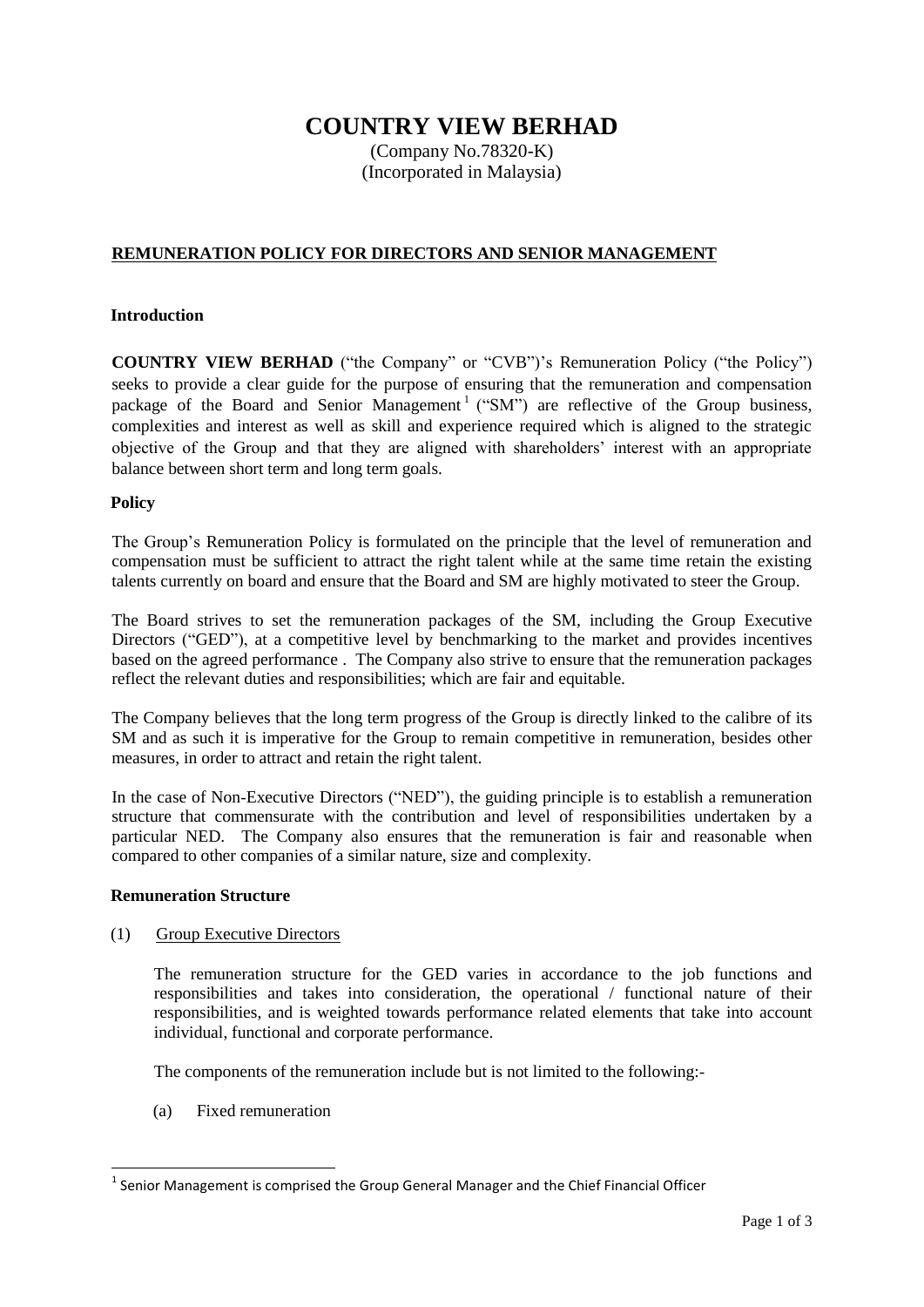# COUNTRY VIEW BERHAD

(Company No.78320-K)
(Incorporated in Malaysia)

## REMUNERATION POLICY FOR DIRECTORS AND SENIOR MANAGEMENT

### Introduction

**COUNTRY VIEW BERHAD** ("the Company" or "CVB")'s Remuneration Policy ("the Policy") seeks to provide a clear guide for the purpose of ensuring that the remuneration and compensation package of the Board and Senior Management[1] ("SM") are reflective of the Group business, complexities and interest as well as skill and experience required which is aligned to the strategic objective of the Group and that they are aligned with shareholders' interest with an appropriate balance between short term and long term goals.

### Policy

The Group's Remuneration Policy is formulated on the principle that the level of remuneration and compensation must be sufficient to attract the right talent while at the same time retain the existing talents currently on board and ensure that the Board and SM are highly motivated to steer the Group.

The Board strives to set the remuneration packages of the SM, including the Group Executive Directors ("GED"), at a competitive level by benchmarking to the market and provides incentives based on the agreed performance . The Company also strive to ensure that the remuneration packages reflect the relevant duties and responsibilities; which are fair and equitable.

The Company believes that the long term progress of the Group is directly linked to the calibre of its SM and as such it is imperative for the Group to remain competitive in remuneration, besides other measures, in order to attract and retain the right talent.

In the case of Non-Executive Directors ("NED"), the guiding principle is to establish a remuneration structure that commensurate with the contribution and level of responsibilities undertaken by a particular NED. The Company also ensures that the remuneration is fair and reasonable when compared to other companies of a similar nature, size and complexity.

### Remuneration Structure

(1) Group Executive Directors

The remuneration structure for the GED varies in accordance to the job functions and responsibilities and takes into consideration, the operational / functional nature of their responsibilities, and is weighted towards performance related elements that take into account individual, functional and corporate performance.

The components of the remuneration include but is not limited to the following:-

(a) Fixed remuneration

---

[1] Senior Management is comprised the Group General Manager and the Chief Financial Officer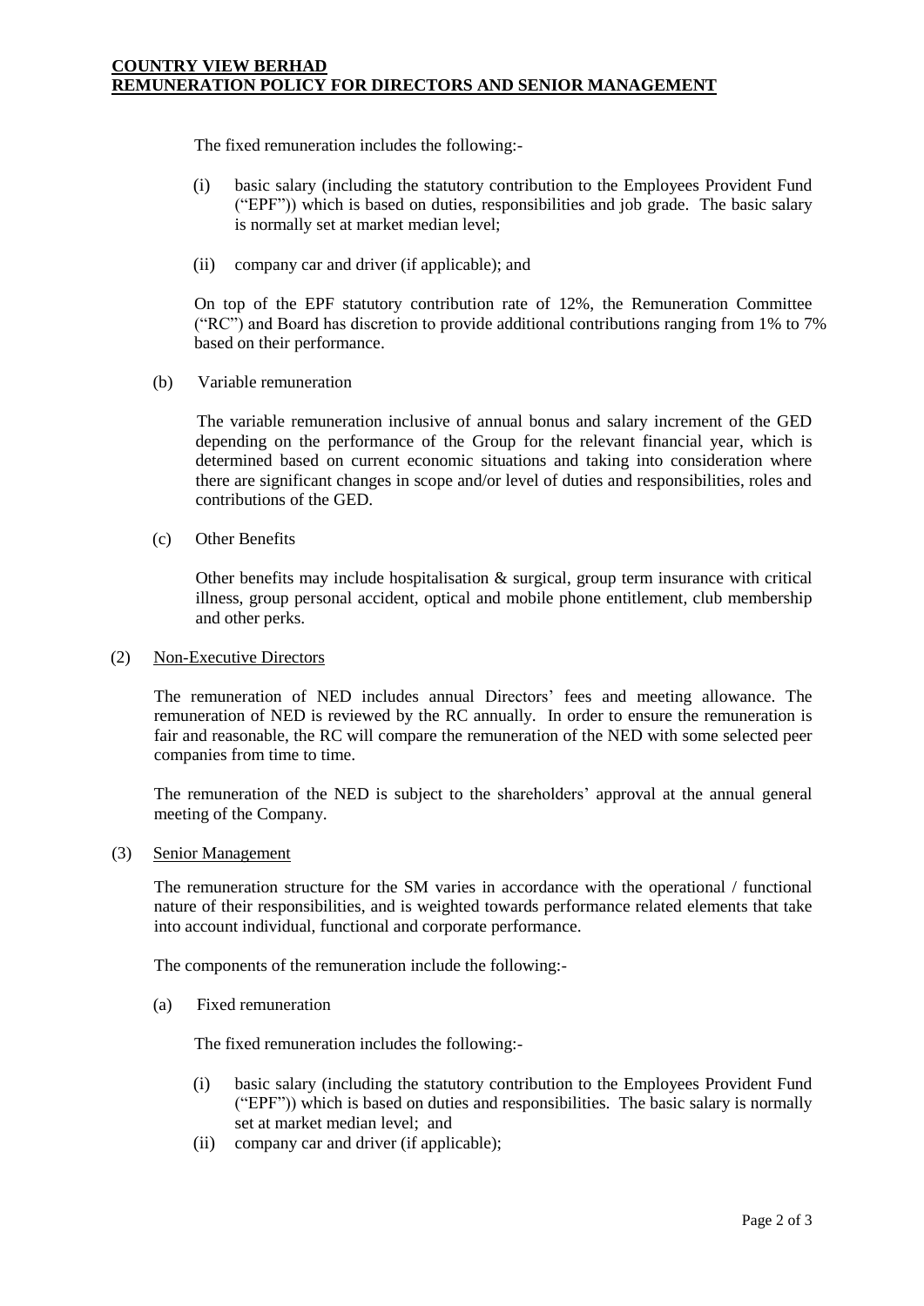The fixed remuneration includes the following:-

(i) basic salary (including the statutory contribution to the Employees Provident Fund ("EPF")) which is based on duties, responsibilities and job grade. The basic salary is normally set at market median level;

(ii) company car and driver (if applicable); and

On top of the EPF statutory contribution rate of 12%, the Remuneration Committee ("RC") and Board has discretion to provide additional contributions ranging from 1% to 7% based on their performance.

(b) Variable remuneration

The variable remuneration inclusive of annual bonus and salary increment of the GED depending on the performance of the Group for the relevant financial year, which is determined based on current economic situations and taking into consideration where there are significant changes in scope and/or level of duties and responsibilities, roles and contributions of the GED.

(c) Other Benefits

Other benefits may include hospitalisation & surgical, group term insurance with critical illness, group personal accident, optical and mobile phone entitlement, club membership and other perks.

(2) <u>Non-Executive Directors</u>

The remuneration of NED includes annual Directors' fees and meeting allowance. The remuneration of NED is reviewed by the RC annually. In order to ensure the remuneration is fair and reasonable, the RC will compare the remuneration of the NED with some selected peer companies from time to time.

The remuneration of the NED is subject to the shareholders' approval at the annual general meeting of the Company.

(3) <u>Senior Management</u>

The remuneration structure for the SM varies in accordance with the operational / functional nature of their responsibilities, and is weighted towards performance related elements that take into account individual, functional and corporate performance.

The components of the remuneration include the following:-

(a) Fixed remuneration

The fixed remuneration includes the following:-

(i) basic salary (including the statutory contribution to the Employees Provident Fund ("EPF")) which is based on duties and responsibilities. The basic salary is normally set at market median level; and
(ii) company car and driver (if applicable);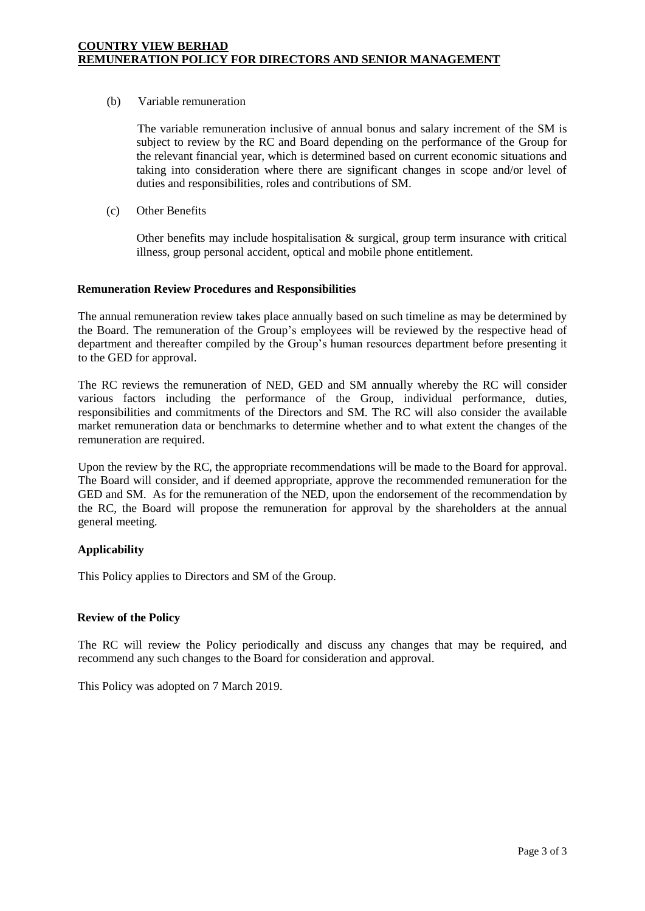**COUNTRY VIEW BERHAD**
**REMUNERATION POLICY FOR DIRECTORS AND SENIOR MANAGEMENT**

(b) Variable remuneration

The variable remuneration inclusive of annual bonus and salary increment of the SM is subject to review by the RC and Board depending on the performance of the Group for the relevant financial year, which is determined based on current economic situations and taking into consideration where there are significant changes in scope and/or level of duties and responsibilities, roles and contributions of SM.

(c) Other Benefits

Other benefits may include hospitalisation & surgical, group term insurance with critical illness, group personal accident, optical and mobile phone entitlement.

**Remuneration Review Procedures and Responsibilities**

The annual remuneration review takes place annually based on such timeline as may be determined by the Board. The remuneration of the Group's employees will be reviewed by the respective head of department and thereafter compiled by the Group's human resources department before presenting it to the GED for approval.

The RC reviews the remuneration of NED, GED and SM annually whereby the RC will consider various factors including the performance of the Group, individual performance, duties, responsibilities and commitments of the Directors and SM. The RC will also consider the available market remuneration data or benchmarks to determine whether and to what extent the changes of the remuneration are required.

Upon the review by the RC, the appropriate recommendations will be made to the Board for approval. The Board will consider, and if deemed appropriate, approve the recommended remuneration for the GED and SM. As for the remuneration of the NED, upon the endorsement of the recommendation by the RC, the Board will propose the remuneration for approval by the shareholders at the annual general meeting.

**Applicability**

This Policy applies to Directors and SM of the Group.

**Review of the Policy**

The RC will review the Policy periodically and discuss any changes that may be required, and recommend any such changes to the Board for consideration and approval.

This Policy was adopted on 7 March 2019.